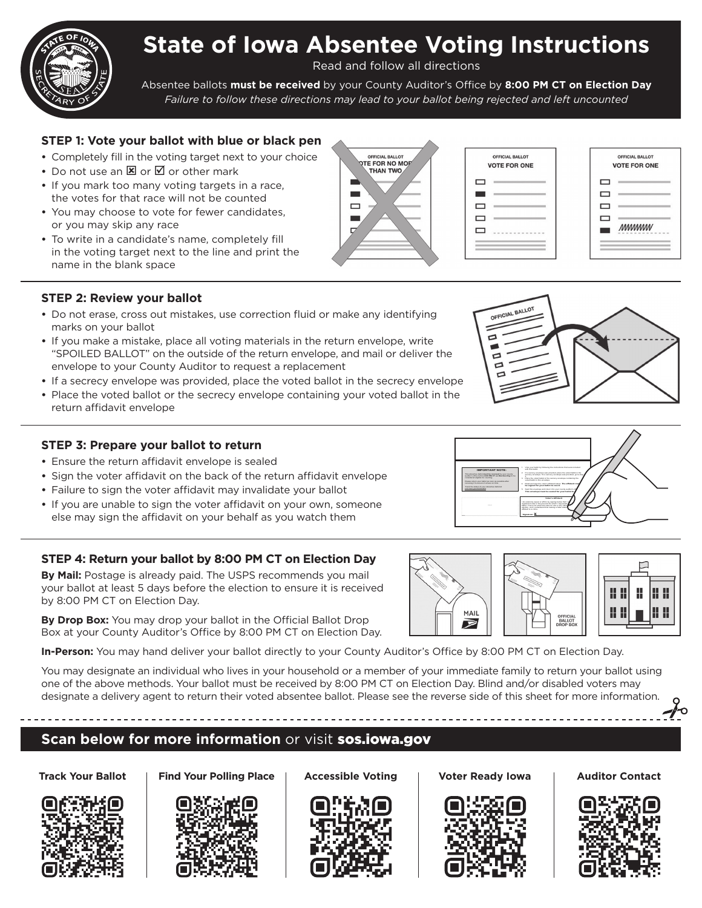# State of Iowa Absentee Voting Instructions

Read and follow all directions

Absentee ballots **must be received** by your County Auditor's Office by **8:00 PM CT on Election Day**

*Failure to follow these directions may lead to your ballot being rejected and left uncounted*

### STEP 1: Vote your ballot with blue or black pen

- Completely fill in the voting target next to your choice
- Do not use an ☒ or ☑ or other mark
- If you mark too many voting targets in a race, the votes for that race will not be counted
- You may choose to vote for fewer candidates, or you may skip any race
- To write in a candidate's name, completely fill in the voting target next to the line and print the name in the blank space

### STEP 2: Review your ballot

- Do not erase, cross out mistakes, use correction fluid or make any identifying marks on your ballot
- If you make a mistake, place all voting materials in the return envelope, write "SPOILED BALLOT" on the outside of the return envelope, and mail or deliver the envelope to your County Auditor to request a replacement
- If a secrecy envelope was provided, place the voted ballot in the secrecy envelope
- Place the voted ballot or the secrecy envelope containing your voted ballot in the return affidavit envelope

### STEP 3: Prepare your ballot to return

- Ensure the return affidavit envelope is sealed
- Sign the voter affidavit on the back of the return affidavit envelope
- Failure to sign the voter affidavit may invalidate your ballot
- If you are unable to sign the voter affidavit on your own, someone else may sign the affidavit on your behalf as you watch them

### STEP 4: Return your ballot by 8:00 PM CT on Election Day

**By Mail:** Postage is already paid. The USPS recommends you mail your ballot at least 5 days before the election to ensure it is received by 8:00 PM CT on Election Day.

**By Drop Box:** You may drop your ballot in the Official Ballot Drop Box at your County Auditor's Office by 8:00 PM CT on Election Day.

**In-Person:** You may hand deliver your ballot directly to your County Auditor's Office by 8:00 PM CT on Election Day.

You may designate an individual who lives in your household or a member of your immediate family to return your ballot using one of the above methods. Your ballot must be received by 8:00 PM CT on Election Day. Blind and/or disabled voters may designate a delivery agent to return their voted absentee ballot. Please see the reverse side of this sheet for more information.

## Scan below for more information or visit sos.iowa.gov

Track Your Ballot | Find Your Polling Place | Accessible Voting | Voter Ready Iowa | Auditor Contact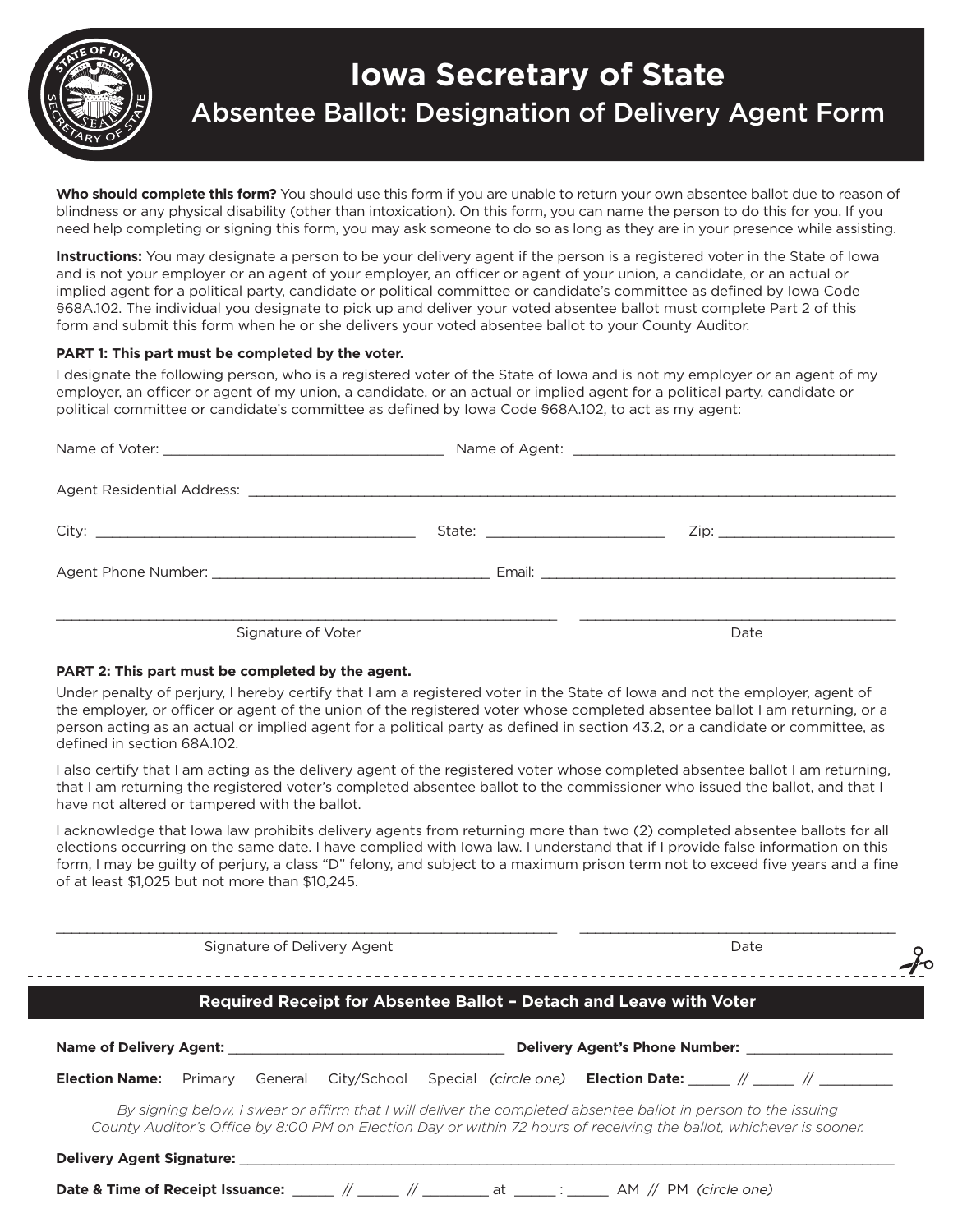# Iowa Secretary of State

## Absentee Ballot: Designation of Delivery Agent Form

**Who should complete this form?** You should use this form if you are unable to return your own absentee ballot due to reason of blindness or any physical disability (other than intoxication). On this form, you can name the person to do this for you. If you need help completing or signing this form, you may ask someone to do so as long as they are in your presence while assisting.

**Instructions:** You may designate a person to be your delivery agent if the person is a registered voter in the State of Iowa and is not your employer or an agent of your employer, an officer or agent of your union, a candidate, or an actual or implied agent for a political party, candidate or political committee or candidate's committee as defined by Iowa Code §68A.102. The individual you designate to pick up and deliver your voted absentee ballot must complete Part 2 of this form and submit this form when he or she delivers your voted absentee ballot to your County Auditor.

**PART 1: This part must be completed by the voter.**

I designate the following person, who is a registered voter of the State of Iowa and is not my employer or an agent of my employer, an officer or agent of my union, a candidate, or an actual or implied agent for a political party, candidate or political committee or candidate's committee as defined by Iowa Code §68A.102, to act as my agent:

Name of Voter: ___________________________________ Name of Agent: _________________________________________

Agent Residential Address: _________________________________________________________________________________________

City: _______________________________________ State: ______________________ Zip: ______________________

Agent Phone Number: __________________________________ Email: ____________________________________________

_____________________________________________________________ _______________________________________

Signature of Voter Date

**PART 2: This part must be completed by the agent.**

Under penalty of perjury, I hereby certify that I am a registered voter in the State of Iowa and not the employer, agent of the employer, or officer or agent of the union of the registered voter whose completed absentee ballot I am returning, or a person acting as an actual or implied agent for a political party as defined in section 43.2, or a candidate or committee, as defined in section 68A.102.

I also certify that I am acting as the delivery agent of the registered voter whose completed absentee ballot I am returning, that I am returning the registered voter's completed absentee ballot to the commissioner who issued the ballot, and that I have not altered or tampered with the ballot.

I acknowledge that Iowa law prohibits delivery agents from returning more than two (2) completed absentee ballots for all elections occurring on the same date. I have complied with Iowa law. I understand that if I provide false information on this form, I may be guilty of perjury, a class "D" felony, and subject to a maximum prison term not to exceed five years and a fine of at least $1,025 but not more than $10,245.

_____________________________________________________________ _______________________________________

Signature of Delivery Agent Date

---

## Required Receipt for Absentee Ballot – Detach and Leave with Voter

**Name of Delivery Agent:** ___________________________________ **Delivery Agent's Phone Number:** __________________

**Election Name:** Primary General City/School Special *(circle one)* **Election Date:** _____ // _____ // _________

*By signing below, I swear or affirm that I will deliver the completed absentee ballot in person to the issuing County Auditor's Office by 8:00 PM on Election Day or within 72 hours of receiving the ballot, whichever is sooner.*

**Delivery Agent Signature:** ___________________________________________________________________________________

**Date & Time of Receipt Issuance:** _____ // _____ // ________ at _____ : _____ AM // PM *(circle one)*